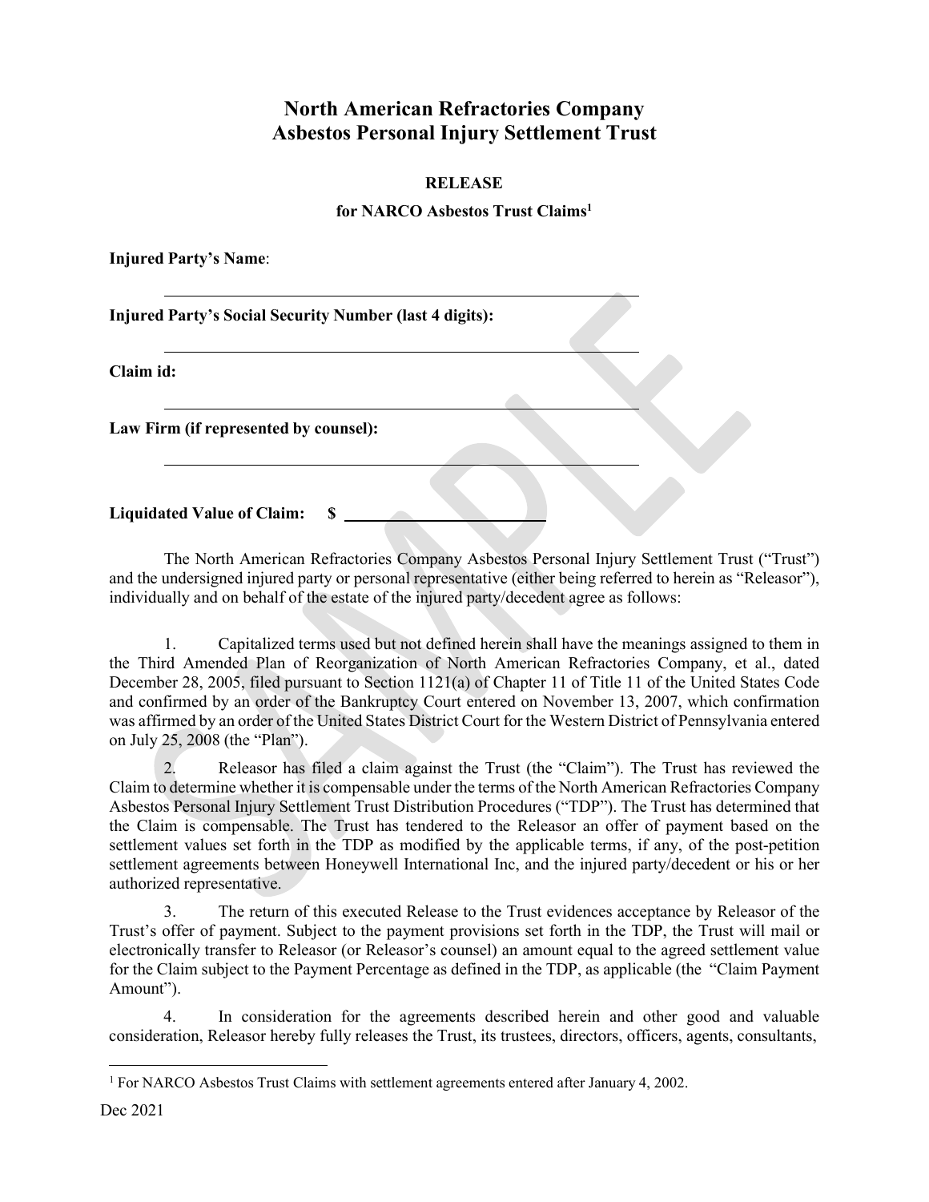# North American Refractories Company Asbestos Personal Injury Settlement Trust

## RELEASE

### for NARCO Asbestos Trust Claims[1]

**Injured Party's Name**:

\_\_\_\_\_\_\_\_\_\_\_\_\_\_\_\_\_\_\_\_\_\_\_\_\_\_\_\_\_\_\_\_\_\_\_\_\_\_\_\_\_\_\_\_\_\_\_\_

**Injured Party's Social Security Number (last 4 digits):**

\_\_\_\_\_\_\_\_\_\_\_\_\_\_\_\_\_\_\_\_\_\_\_\_\_\_\_\_\_\_\_\_\_\_\_\_\_\_\_\_\_\_\_\_\_\_\_\_

**Claim id:**

\_\_\_\_\_\_\_\_\_\_\_\_\_\_\_\_\_\_\_\_\_\_\_\_\_\_\_\_\_\_\_\_\_\_\_\_\_\_\_\_\_\_\_\_\_\_\_\_

**Law Firm (if represented by counsel):**

\_\_\_\_\_\_\_\_\_\_\_\_\_\_\_\_\_\_\_\_\_\_\_\_\_\_\_\_\_\_\_\_\_\_\_\_\_\_\_\_\_\_\_\_\_\_\_\_

**Liquidated Value of Claim: $** \_\_\_\_\_\_\_\_\_\_\_\_\_\_\_\_\_\_\_\_

The North American Refractories Company Asbestos Personal Injury Settlement Trust ("Trust") and the undersigned injured party or personal representative (either being referred to herein as "Releasor"), individually and on behalf of the estate of the injured party/decedent agree as follows:

1. Capitalized terms used but not defined herein shall have the meanings assigned to them in the Third Amended Plan of Reorganization of North American Refractories Company, et al., dated December 28, 2005, filed pursuant to Section 1121(a) of Chapter 11 of Title 11 of the United States Code and confirmed by an order of the Bankruptcy Court entered on November 13, 2007, which confirmation was affirmed by an order of the United States District Court for the Western District of Pennsylvania entered on July 25, 2008 (the "Plan").

2. Releasor has filed a claim against the Trust (the "Claim"). The Trust has reviewed the Claim to determine whether it is compensable under the terms of the North American Refractories Company Asbestos Personal Injury Settlement Trust Distribution Procedures ("TDP"). The Trust has determined that the Claim is compensable. The Trust has tendered to the Releasor an offer of payment based on the settlement values set forth in the TDP as modified by the applicable terms, if any, of the post-petition settlement agreements between Honeywell International Inc, and the injured party/decedent or his or her authorized representative.

3. The return of this executed Release to the Trust evidences acceptance by Releasor of the Trust's offer of payment. Subject to the payment provisions set forth in the TDP, the Trust will mail or electronically transfer to Releasor (or Releasor's counsel) an amount equal to the agreed settlement value for the Claim subject to the Payment Percentage as defined in the TDP, as applicable (the "Claim Payment Amount").

4. In consideration for the agreements described herein and other good and valuable consideration, Releasor hereby fully releases the Trust, its trustees, directors, officers, agents, consultants,

[1] For NARCO Asbestos Trust Claims with settlement agreements entered after January 4, 2002.

Dec 2021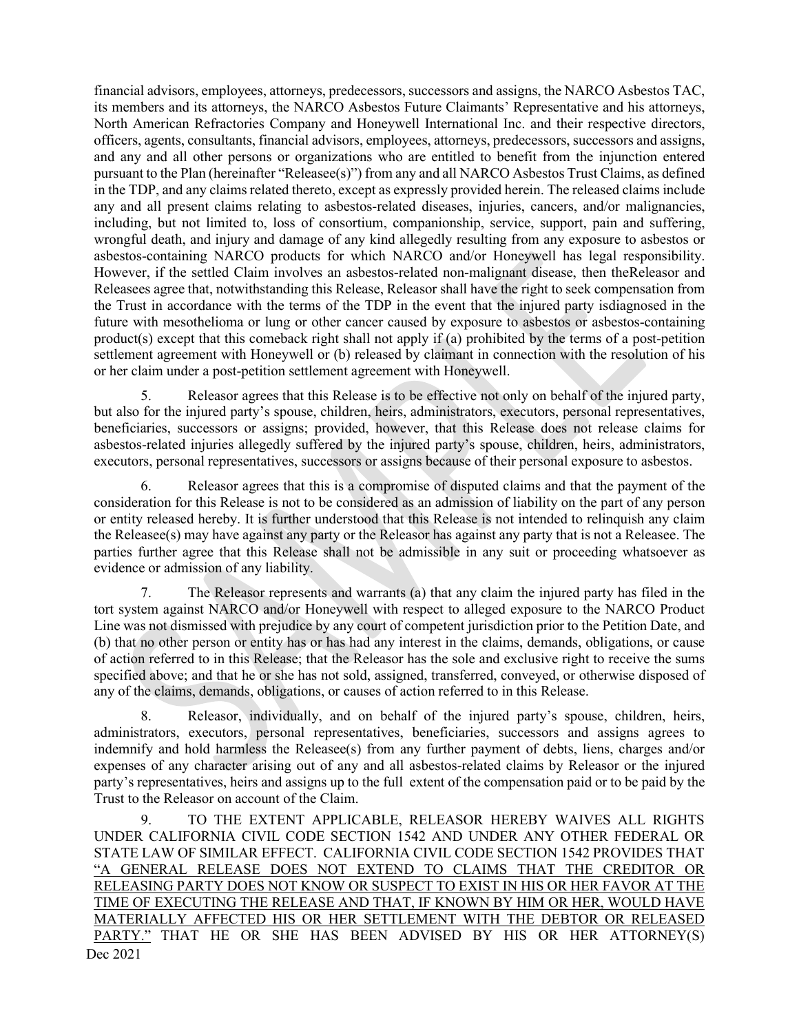financial advisors, employees, attorneys, predecessors, successors and assigns, the NARCO Asbestos TAC, its members and its attorneys, the NARCO Asbestos Future Claimants' Representative and his attorneys, North American Refractories Company and Honeywell International Inc. and their respective directors, officers, agents, consultants, financial advisors, employees, attorneys, predecessors, successors and assigns, and any and all other persons or organizations who are entitled to benefit from the injunction entered pursuant to the Plan (hereinafter "Releasee(s)") from any and all NARCO Asbestos Trust Claims, as defined in the TDP, and any claims related thereto, except as expressly provided herein. The released claims include any and all present claims relating to asbestos-related diseases, injuries, cancers, and/or malignancies, including, but not limited to, loss of consortium, companionship, service, support, pain and suffering, wrongful death, and injury and damage of any kind allegedly resulting from any exposure to asbestos or asbestos-containing NARCO products for which NARCO and/or Honeywell has legal responsibility. However, if the settled Claim involves an asbestos-related non-malignant disease, then theReleasor and Releasees agree that, notwithstanding this Release, Releasor shall have the right to seek compensation from the Trust in accordance with the terms of the TDP in the event that the injured party isdiagnosed in the future with mesothelioma or lung or other cancer caused by exposure to asbestos or asbestos-containing product(s) except that this comeback right shall not apply if (a) prohibited by the terms of a post-petition settlement agreement with Honeywell or (b) released by claimant in connection with the resolution of his or her claim under a post-petition settlement agreement with Honeywell.

5. Releasor agrees that this Release is to be effective not only on behalf of the injured party, but also for the injured party's spouse, children, heirs, administrators, executors, personal representatives, beneficiaries, successors or assigns; provided, however, that this Release does not release claims for asbestos-related injuries allegedly suffered by the injured party's spouse, children, heirs, administrators, executors, personal representatives, successors or assigns because of their personal exposure to asbestos.

6. Releasor agrees that this is a compromise of disputed claims and that the payment of the consideration for this Release is not to be considered as an admission of liability on the part of any person or entity released hereby. It is further understood that this Release is not intended to relinquish any claim the Releasee(s) may have against any party or the Releasor has against any party that is not a Releasee. The parties further agree that this Release shall not be admissible in any suit or proceeding whatsoever as evidence or admission of any liability.

7. The Releasor represents and warrants (a) that any claim the injured party has filed in the tort system against NARCO and/or Honeywell with respect to alleged exposure to the NARCO Product Line was not dismissed with prejudice by any court of competent jurisdiction prior to the Petition Date, and (b) that no other person or entity has or has had any interest in the claims, demands, obligations, or cause of action referred to in this Release; that the Releasor has the sole and exclusive right to receive the sums specified above; and that he or she has not sold, assigned, transferred, conveyed, or otherwise disposed of any of the claims, demands, obligations, or causes of action referred to in this Release.

8. Releasor, individually, and on behalf of the injured party's spouse, children, heirs, administrators, executors, personal representatives, beneficiaries, successors and assigns agrees to indemnify and hold harmless the Releasee(s) from any further payment of debts, liens, charges and/or expenses of any character arising out of any and all asbestos-related claims by Releasor or the injured party's representatives, heirs and assigns up to the full extent of the compensation paid or to be paid by the Trust to the Releasor on account of the Claim.

9. TO THE EXTENT APPLICABLE, RELEASOR HEREBY WAIVES ALL RIGHTS UNDER CALIFORNIA CIVIL CODE SECTION 1542 AND UNDER ANY OTHER FEDERAL OR STATE LAW OF SIMILAR EFFECT. CALIFORNIA CIVIL CODE SECTION 1542 PROVIDES THAT "A GENERAL RELEASE DOES NOT EXTEND TO CLAIMS THAT THE CREDITOR OR RELEASING PARTY DOES NOT KNOW OR SUSPECT TO EXIST IN HIS OR HER FAVOR AT THE TIME OF EXECUTING THE RELEASE AND THAT, IF KNOWN BY HIM OR HER, WOULD HAVE MATERIALLY AFFECTED HIS OR HER SETTLEMENT WITH THE DEBTOR OR RELEASED PARTY." THAT HE OR SHE HAS BEEN ADVISED BY HIS OR HER ATTORNEY(S)

Dec 2021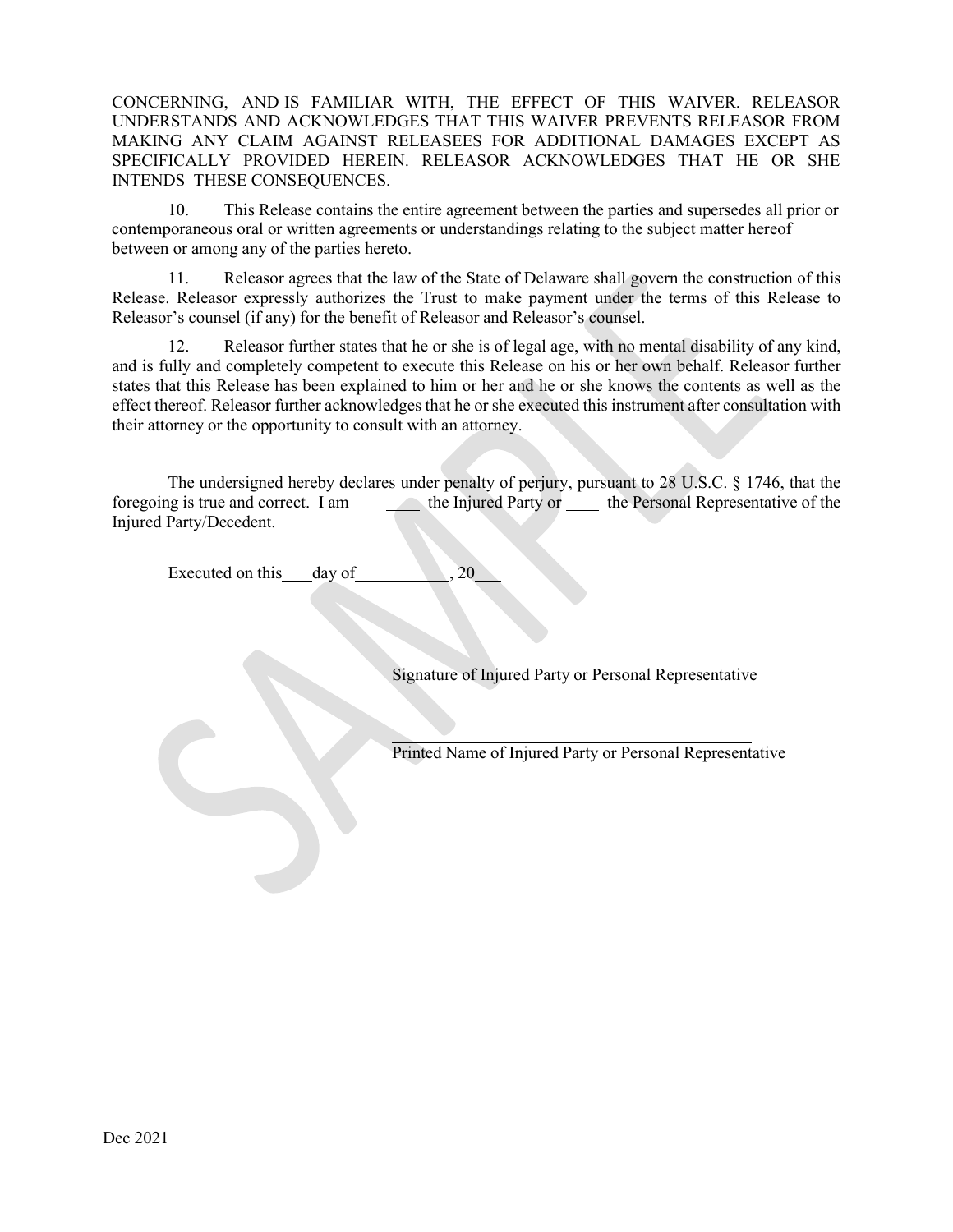CONCERNING, AND IS FAMILIAR WITH, THE EFFECT OF THIS WAIVER. RELEASOR UNDERSTANDS AND ACKNOWLEDGES THAT THIS WAIVER PREVENTS RELEASOR FROM MAKING ANY CLAIM AGAINST RELEASEES FOR ADDITIONAL DAMAGES EXCEPT AS SPECIFICALLY PROVIDED HEREIN. RELEASOR ACKNOWLEDGES THAT HE OR SHE INTENDS THESE CONSEQUENCES.

10. This Release contains the entire agreement between the parties and supersedes all prior or contemporaneous oral or written agreements or understandings relating to the subject matter hereof between or among any of the parties hereto.

11. Releasor agrees that the law of the State of Delaware shall govern the construction of this Release. Releasor expressly authorizes the Trust to make payment under the terms of this Release to Releasor's counsel (if any) for the benefit of Releasor and Releasor's counsel.

12. Releasor further states that he or she is of legal age, with no mental disability of any kind, and is fully and completely competent to execute this Release on his or her own behalf. Releasor further states that this Release has been explained to him or her and he or she knows the contents as well as the effect thereof. Releasor further acknowledges that he or she executed this instrument after consultation with their attorney or the opportunity to consult with an attorney.

The undersigned hereby declares under penalty of perjury, pursuant to 28 U.S.C. § 1746, that the foregoing is true and correct. I am \_\_\_\_ the Injured Party or \_\_\_\_ the Personal Representative of the Injured Party/Decedent.

Executed on this \_\_\_\_ day of \_\_\_\_\_\_\_\_\_\_\_\_, 20\_\_\_

\_\_\_\_\_\_\_\_\_\_\_\_\_\_\_\_\_\_\_\_\_\_\_\_\_\_\_\_\_\_\_\_\_\_\_\_\_\_\_\_\_\_\_\_\_\_
Signature of Injured Party or Personal Representative

\_\_\_\_\_\_\_\_\_\_\_\_\_\_\_\_\_\_\_\_\_\_\_\_\_\_\_\_\_\_\_\_\_\_\_\_\_\_\_\_\_\_\_\_\_\_
Printed Name of Injured Party or Personal Representative

Dec 2021